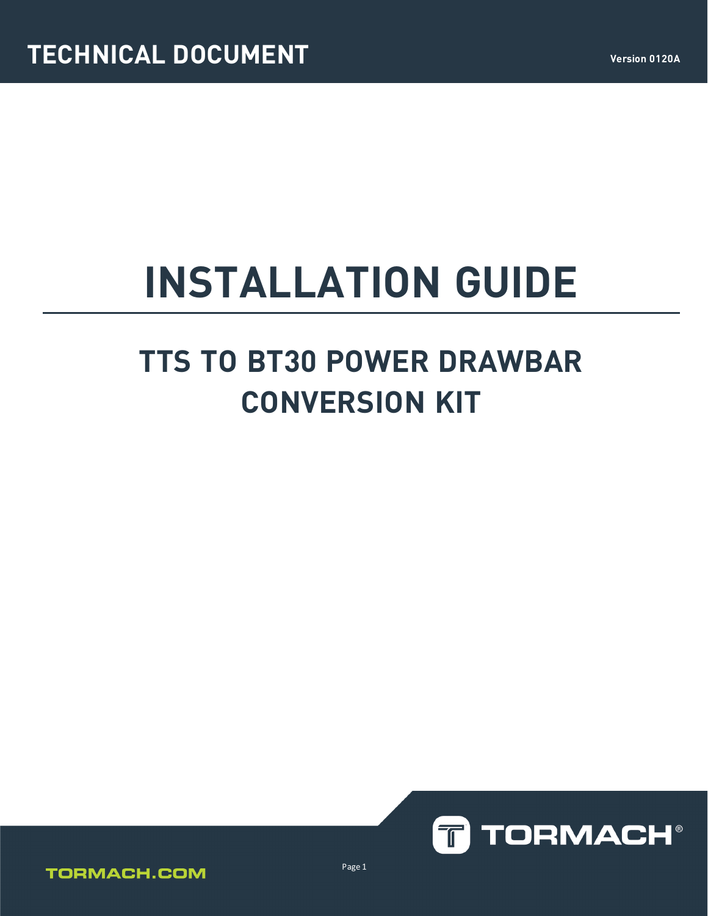TECHNICAL DOCUMENT

Version 0120A

# INSTALLATION GUIDE

## TTS TO BT30 POWER DRAWBAR CONVERSION KIT

TORMACH®

TORMACH.COM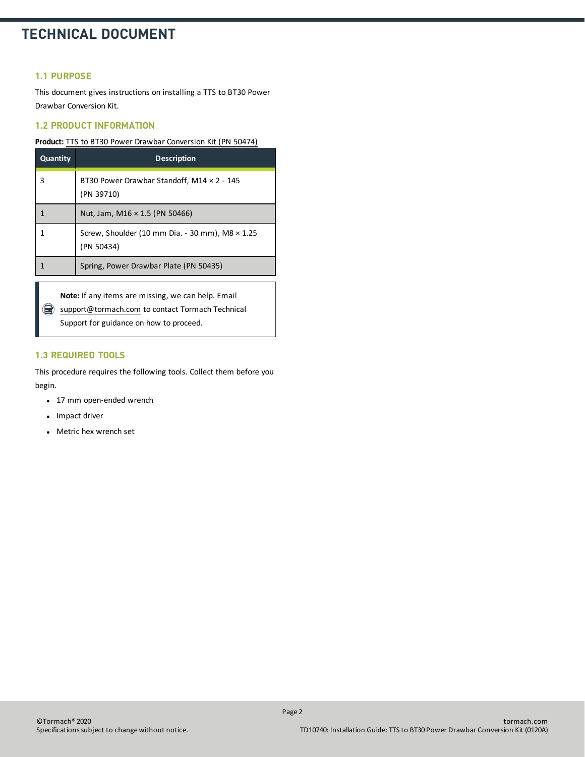# TECHNICAL DOCUMENT

## 1.1 PURPOSE

This document gives instructions on installing a TTS to BT30 Power Drawbar Conversion Kit.

## 1.2 PRODUCT INFORMATION

**Product:** TTS to BT30 Power Drawbar Conversion Kit (PN 50474)

| Quantity | Description |
|---|---|
| 3 | BT30 Power Drawbar Standoff, M14 × 2 - 145 (PN 39710) |
| 1 | Nut, Jam, M16 × 1.5 (PN 50466) |
| 1 | Screw, Shoulder (10 mm Dia. - 30 mm), M8 × 1.25 (PN 50434) |
| 1 | Spring, Power Drawbar Plate (PN 50435) |

> **Note:** If any items are missing, we can help. Email support@tormach.com to contact Tormach Technical Support for guidance on how to proceed.

## 1.3 REQUIRED TOOLS

This procedure requires the following tools. Collect them before you begin.

- 17 mm open-ended wrench
- Impact driver
- Metric hex wrench set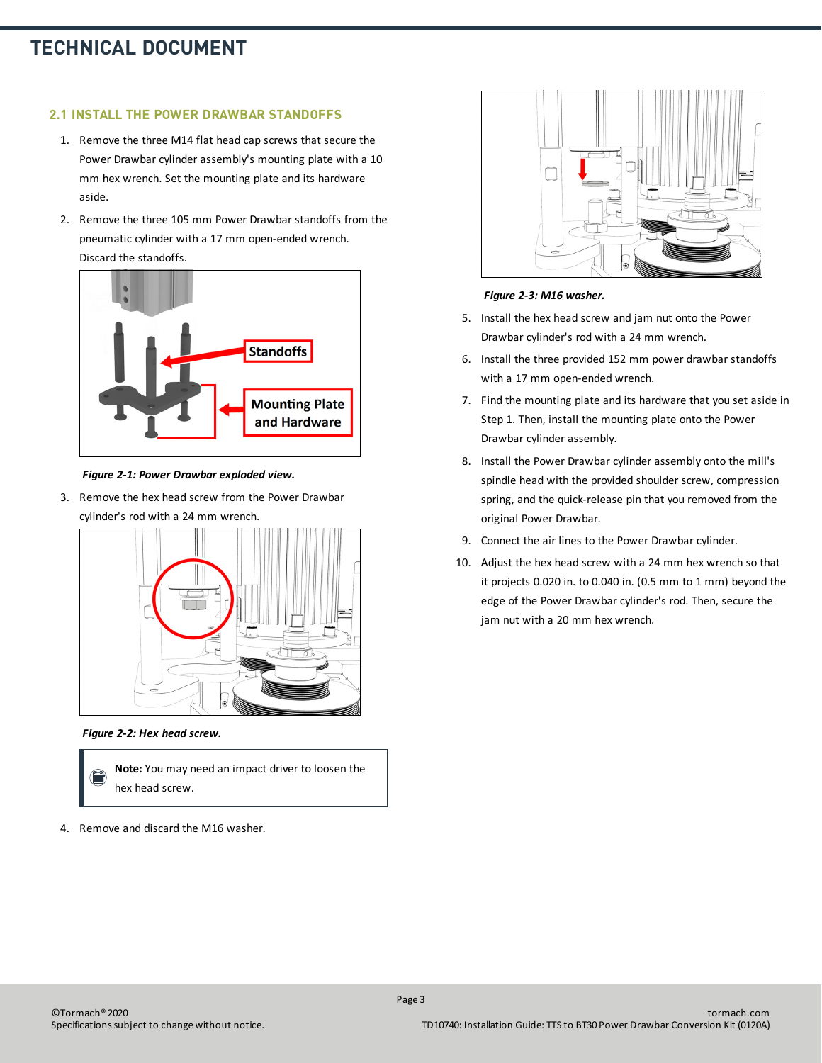# TECHNICAL DOCUMENT

## 2.1 INSTALL THE POWER DRAWBAR STANDOFFS

1. Remove the three M14 flat head cap screws that secure the Power Drawbar cylinder assembly's mounting plate with a 10 mm hex wrench. Set the mounting plate and its hardware aside.
2. Remove the three 105 mm Power Drawbar standoffs from the pneumatic cylinder with a 17 mm open-ended wrench. Discard the standoffs.

*Figure 2-1: Power Drawbar exploded view.*

3. Remove the hex head screw from the Power Drawbar cylinder's rod with a 24 mm wrench.

*Figure 2-2: Hex head screw.*

> **Note:** You may need an impact driver to loosen the hex head screw.

4. Remove and discard the M16 washer.

*Figure 2-3: M16 washer.*

5. Install the hex head screw and jam nut onto the Power Drawbar cylinder's rod with a 24 mm wrench.
6. Install the three provided 152 mm power drawbar standoffs with a 17 mm open-ended wrench.
7. Find the mounting plate and its hardware that you set aside in Step 1. Then, install the mounting plate onto the Power Drawbar cylinder assembly.
8. Install the Power Drawbar cylinder assembly onto the mill's spindle head with the provided shoulder screw, compression spring, and the quick-release pin that you removed from the original Power Drawbar.
9. Connect the air lines to the Power Drawbar cylinder.
10. Adjust the hex head screw with a 24 mm hex wrench so that it projects 0.020 in. to 0.040 in. (0.5 mm to 1 mm) beyond the edge of the Power Drawbar cylinder's rod. Then, secure the jam nut with a 20 mm hex wrench.

©Tormach® 2020
Specifications subject to change without notice.

tormach.com
TD10740: Installation Guide: TTS to BT30 Power Drawbar Conversion Kit (0120A)